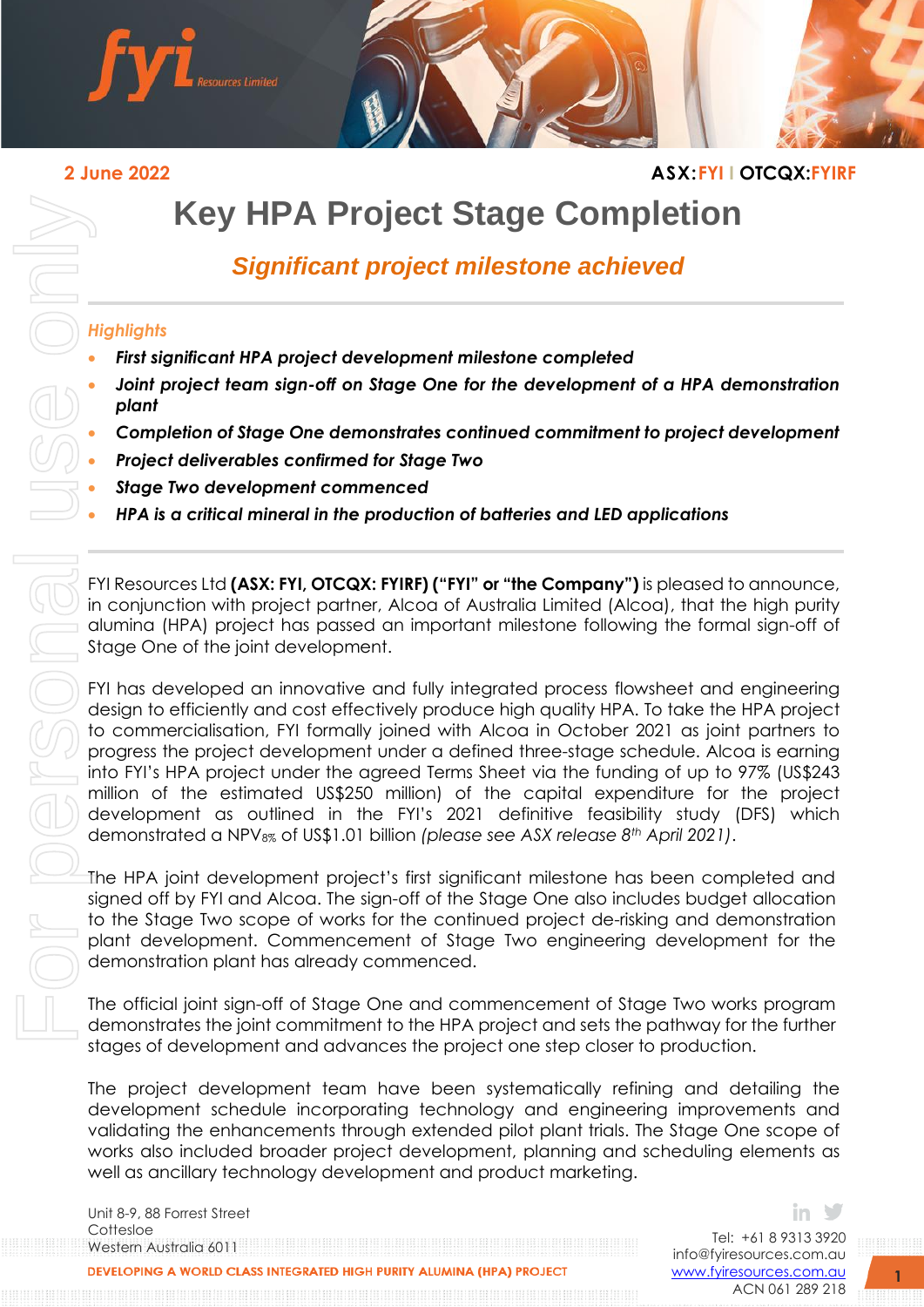2 June 2022

ASX:FYI | OTCQX:FYIRF

# Key HPA Project Stage Completion

## *Significant project milestone achieved*

*Highlights*

- ***First significant HPA project development milestone completed***
- ***Joint project team sign-off on Stage One for the development of a HPA demonstration plant***
- ***Completion of Stage One demonstrates continued commitment to project development***
- ***Project deliverables confirmed for Stage Two***
- ***Stage Two development commenced***
- ***HPA is a critical mineral in the production of batteries and LED applications***

FYI Resources Ltd **(ASX: FYI, OTCQX: FYIRF) ("FYI" or "the Company")** is pleased to announce, in conjunction with project partner, Alcoa of Australia Limited (Alcoa), that the high purity alumina (HPA) project has passed an important milestone following the formal sign-off of Stage One of the joint development.

FYI has developed an innovative and fully integrated process flowsheet and engineering design to efficiently and cost effectively produce high quality HPA. To take the HPA project to commercialisation, FYI formally joined with Alcoa in October 2021 as joint partners to progress the project development under a defined three-stage schedule. Alcoa is earning into FYI's HPA project under the agreed Terms Sheet via the funding of up to 97% (US$243 million of the estimated US$250 million) of the capital expenditure for the project development as outlined in the FYI's 2021 definitive feasibility study (DFS) which demonstrated a $NPV_{8\%}$ of US$1.01 billion *(please see ASX release 8th April 2021)*.

The HPA joint development project's first significant milestone has been completed and signed off by FYI and Alcoa. The sign-off of the Stage One also includes budget allocation to the Stage Two scope of works for the continued project de-risking and demonstration plant development. Commencement of Stage Two engineering development for the demonstration plant has already commenced.

The official joint sign-off of Stage One and commencement of Stage Two works program demonstrates the joint commitment to the HPA project and sets the pathway for the further stages of development and advances the project one step closer to production.

The project development team have been systematically refining and detailing the development schedule incorporating technology and engineering improvements and validating the enhancements through extended pilot plant trials. The Stage One scope of works also included broader project development, planning and scheduling elements as well as ancillary technology development and product marketing.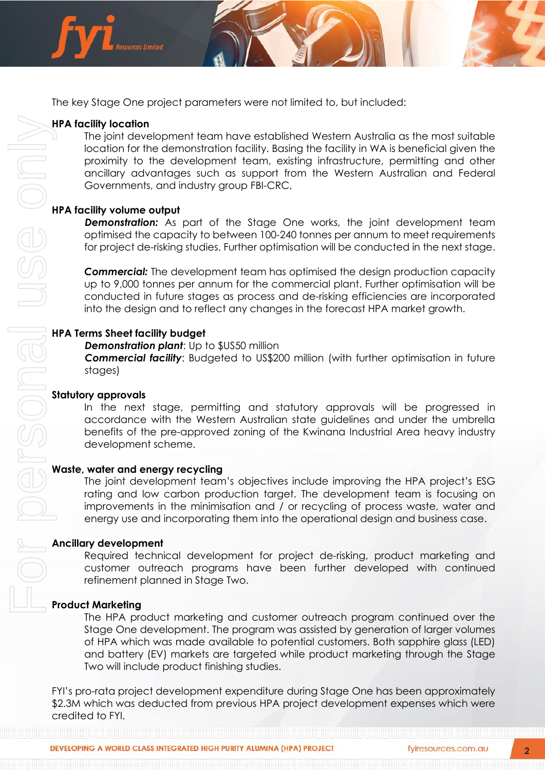The key Stage One project parameters were not limited to, but included:

**HPA facility location**

The joint development team have established Western Australia as the most suitable location for the demonstration facility. Basing the facility in WA is beneficial given the proximity to the development team, existing infrastructure, permitting and other ancillary advantages such as support from the Western Australian and Federal Governments, and industry group FBI-CRC,

**HPA facility volume output**

***Demonstration:*** As part of the Stage One works, the joint development team optimised the capacity to between 100-240 tonnes per annum to meet requirements for project de-risking studies. Further optimisation will be conducted in the next stage.

***Commercial:*** The development team has optimised the design production capacity up to 9,000 tonnes per annum for the commercial plant. Further optimisation will be conducted in future stages as process and de-risking efficiencies are incorporated into the design and to reflect any changes in the forecast HPA market growth.

**HPA Terms Sheet facility budget**

***Demonstration plant***: Up to $US50 million
***Commercial facility***: Budgeted to US$200 million (with further optimisation in future stages)

**Statutory approvals**

In the next stage, permitting and statutory approvals will be progressed in accordance with the Western Australian state guidelines and under the umbrella benefits of the pre-approved zoning of the Kwinana Industrial Area heavy industry development scheme.

**Waste, water and energy recycling**

The joint development team's objectives include improving the HPA project's ESG rating and low carbon production target. The development team is focusing on improvements in the minimisation and / or recycling of process waste, water and energy use and incorporating them into the operational design and business case.

**Ancillary development**

Required technical development for project de-risking, product marketing and customer outreach programs have been further developed with continued refinement planned in Stage Two.

**Product Marketing**

The HPA product marketing and customer outreach program continued over the Stage One development. The program was assisted by generation of larger volumes of HPA which was made available to potential customers. Both sapphire glass (LED) and battery (EV) markets are targeted while product marketing through the Stage Two will include product finishing studies.

FYI's pro-rata project development expenditure during Stage One has been approximately $2.3M which was deducted from previous HPA project development expenses which were credited to FYI.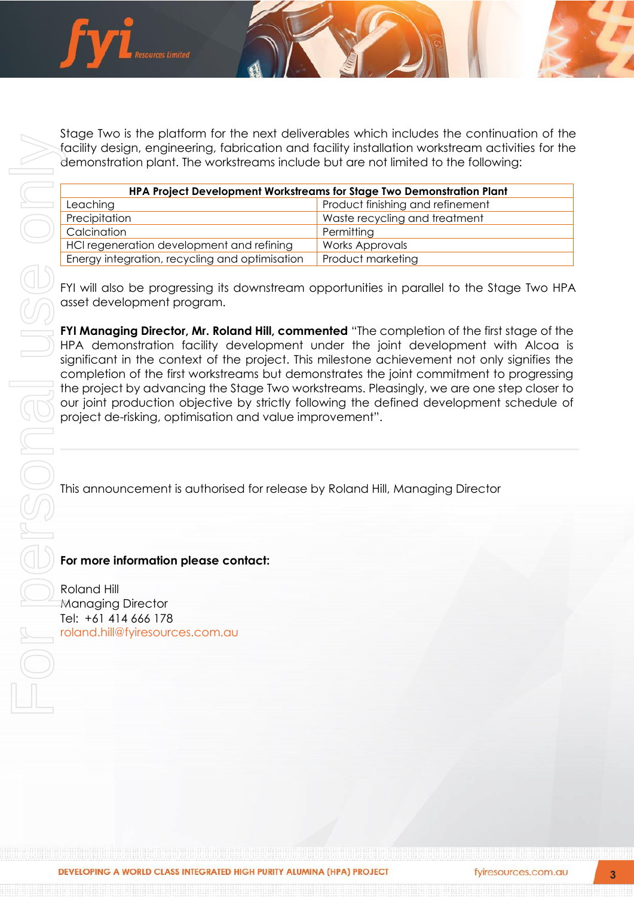Stage Two is the platform for the next deliverables which includes the continuation of the facility design, engineering, fabrication and facility installation workstream activities for the demonstration plant. The workstreams include but are not limited to the following:

| HPA Project Development Workstreams for Stage Two Demonstration Plant | |
|---|---|
| Leaching | Product finishing and refinement |
| Precipitation | Waste recycling and treatment |
| Calcination | Permitting |
| HCl regeneration development and refining | Works Approvals |
| Energy integration, recycling and optimisation | Product marketing |

FYI will also be progressing its downstream opportunities in parallel to the Stage Two HPA asset development program.

**FYI Managing Director, Mr. Roland Hill, commented** "The completion of the first stage of the HPA demonstration facility development under the joint development with Alcoa is significant in the context of the project. This milestone achievement not only signifies the completion of the first workstreams but demonstrates the joint commitment to progressing the project by advancing the Stage Two workstreams. Pleasingly, we are one step closer to our joint production objective by strictly following the defined development schedule of project de-risking, optimisation and value improvement".

---

This announcement is authorised for release by Roland Hill, Managing Director

**For more information please contact:**

Roland Hill
Managing Director
Tel: +61 414 666 178
roland.hill@fyiresources.com.au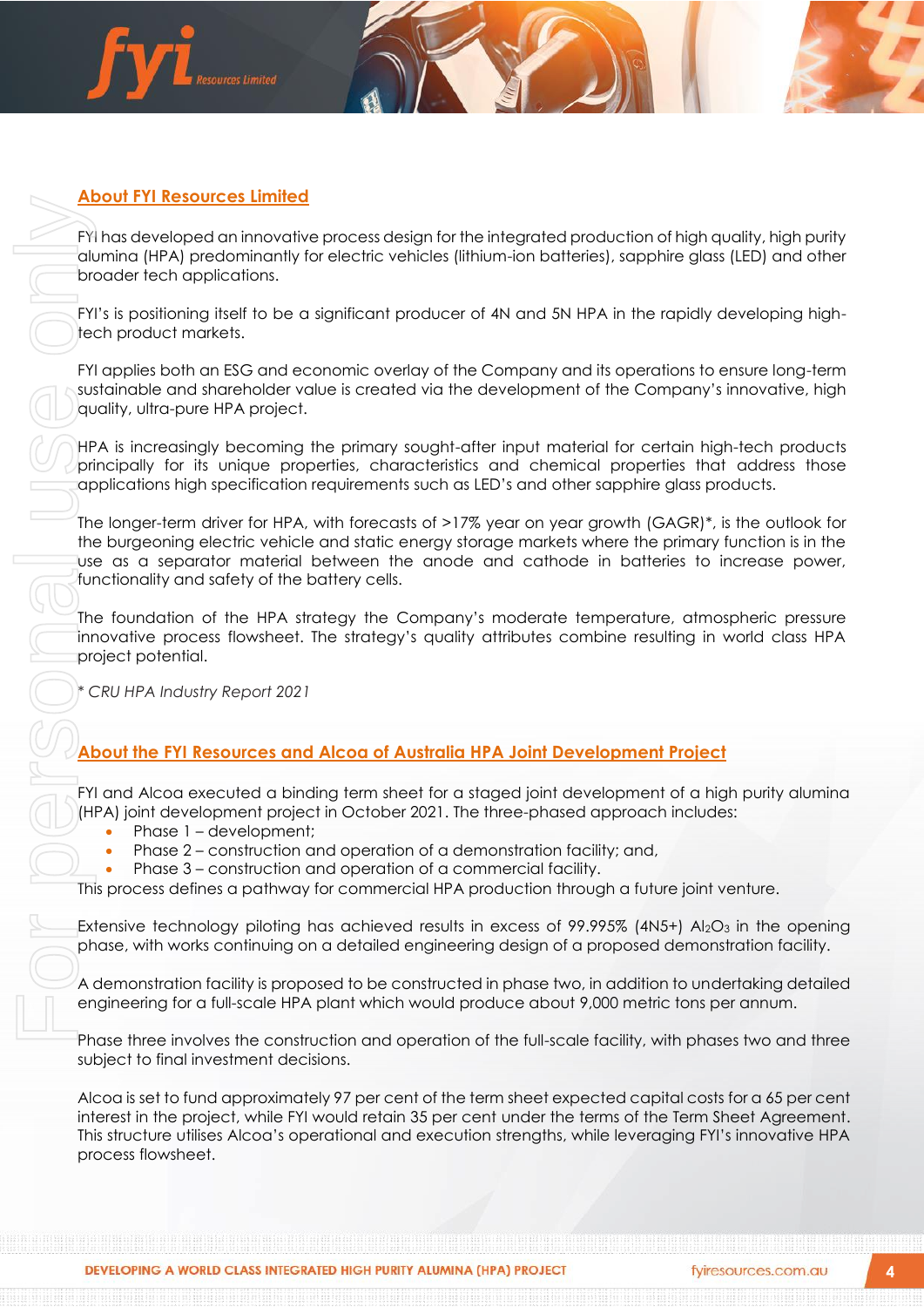## About FYI Resources Limited

FYI has developed an innovative process design for the integrated production of high quality, high purity alumina (HPA) predominantly for electric vehicles (lithium-ion batteries), sapphire glass (LED) and other broader tech applications.

FYI's is positioning itself to be a significant producer of 4N and 5N HPA in the rapidly developing high-tech product markets.

FYI applies both an ESG and economic overlay of the Company and its operations to ensure long-term sustainable and shareholder value is created via the development of the Company's innovative, high quality, ultra-pure HPA project.

HPA is increasingly becoming the primary sought-after input material for certain high-tech products principally for its unique properties, characteristics and chemical properties that address those applications high specification requirements such as LED's and other sapphire glass products.

The longer-term driver for HPA, with forecasts of >17% year on year growth (GAGR)*, is the outlook for the burgeoning electric vehicle and static energy storage markets where the primary function is in the use as a separator material between the anode and cathode in batteries to increase power, functionality and safety of the battery cells.

The foundation of the HPA strategy the Company's moderate temperature, atmospheric pressure innovative process flowsheet. The strategy's quality attributes combine resulting in world class HPA project potential.

*\* CRU HPA Industry Report 2021*

## About the FYI Resources and Alcoa of Australia HPA Joint Development Project

FYI and Alcoa executed a binding term sheet for a staged joint development of a high purity alumina (HPA) joint development project in October 2021. The three-phased approach includes:

- Phase 1 – development;
- Phase 2 – construction and operation of a demonstration facility; and,
- Phase 3 – construction and operation of a commercial facility.

This process defines a pathway for commercial HPA production through a future joint venture.

Extensive technology piloting has achieved results in excess of 99.995% (4N5+) $Al_2O_3$ in the opening phase, with works continuing on a detailed engineering design of a proposed demonstration facility.

A demonstration facility is proposed to be constructed in phase two, in addition to undertaking detailed engineering for a full-scale HPA plant which would produce about 9,000 metric tons per annum.

Phase three involves the construction and operation of the full-scale facility, with phases two and three subject to final investment decisions.

Alcoa is set to fund approximately 97 per cent of the term sheet expected capital costs for a 65 per cent interest in the project, while FYI would retain 35 per cent under the terms of the Term Sheet Agreement. This structure utilises Alcoa's operational and execution strengths, while leveraging FYI's innovative HPA process flowsheet.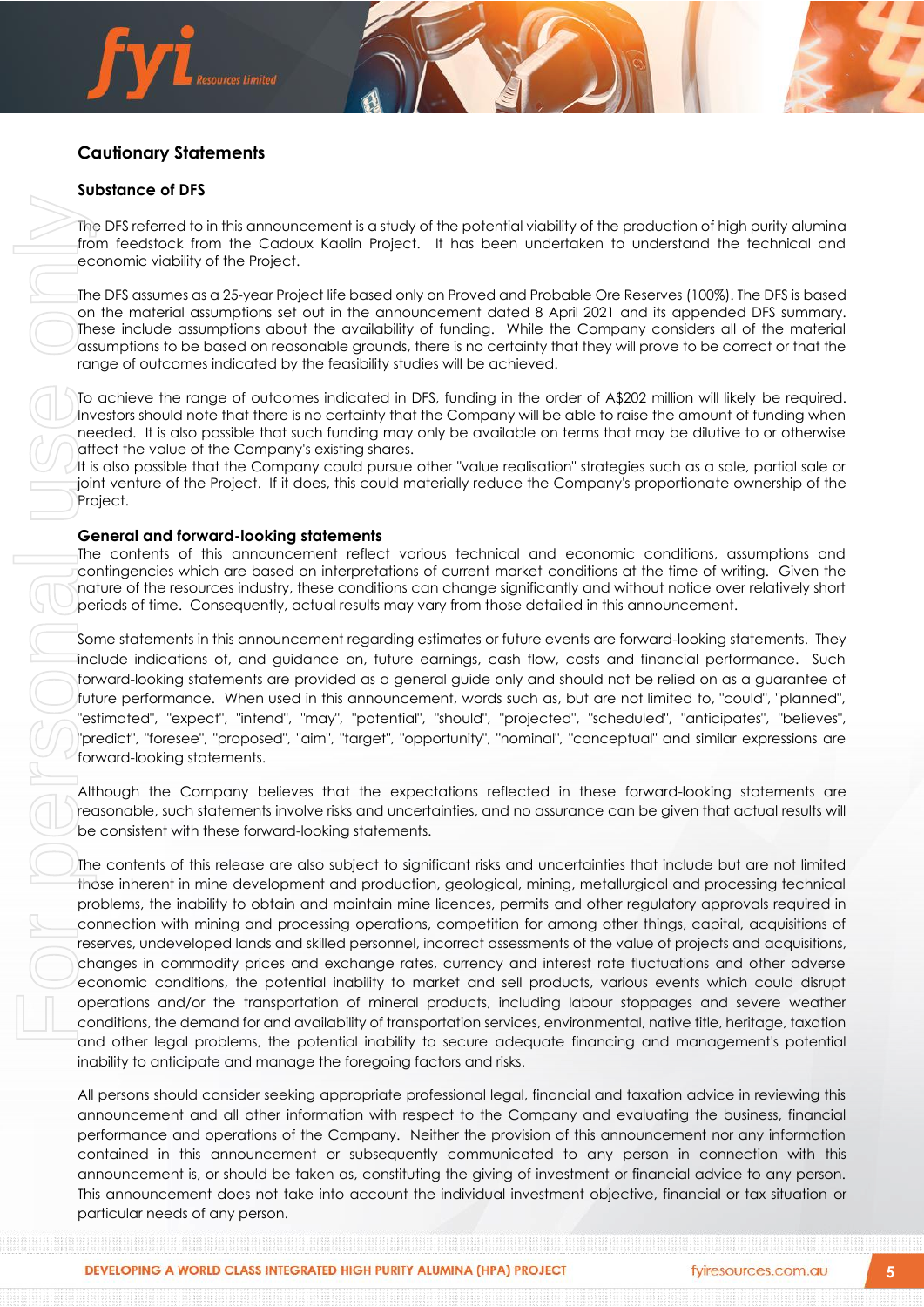## Cautionary Statements

### Substance of DFS

The DFS referred to in this announcement is a study of the potential viability of the production of high purity alumina from feedstock from the Cadoux Kaolin Project. It has been undertaken to understand the technical and economic viability of the Project.

The DFS assumes as a 25-year Project life based only on Proved and Probable Ore Reserves (100%). The DFS is based on the material assumptions set out in the announcement dated 8 April 2021 and its appended DFS summary. These include assumptions about the availability of funding. While the Company considers all of the material assumptions to be based on reasonable grounds, there is no certainty that they will prove to be correct or that the range of outcomes indicated by the feasibility studies will be achieved.

To achieve the range of outcomes indicated in DFS, funding in the order of A$202 million will likely be required. Investors should note that there is no certainty that the Company will be able to raise the amount of funding when needed. It is also possible that such funding may only be available on terms that may be dilutive to or otherwise affect the value of the Company's existing shares.
It is also possible that the Company could pursue other "value realisation" strategies such as a sale, partial sale or joint venture of the Project. If it does, this could materially reduce the Company's proportionate ownership of the Project.

### General and forward-looking statements

The contents of this announcement reflect various technical and economic conditions, assumptions and contingencies which are based on interpretations of current market conditions at the time of writing. Given the nature of the resources industry, these conditions can change significantly and without notice over relatively short periods of time. Consequently, actual results may vary from those detailed in this announcement.

Some statements in this announcement regarding estimates or future events are forward-looking statements. They include indications of, and guidance on, future earnings, cash flow, costs and financial performance. Such forward-looking statements are provided as a general guide only and should not be relied on as a guarantee of future performance. When used in this announcement, words such as, but are not limited to, "could", "planned", "estimated", "expect", "intend", "may", "potential", "should", "projected", "scheduled", "anticipates", "believes", "predict", "foresee", "proposed", "aim", "target", "opportunity", "nominal", "conceptual" and similar expressions are forward-looking statements.

Although the Company believes that the expectations reflected in these forward-looking statements are reasonable, such statements involve risks and uncertainties, and no assurance can be given that actual results will be consistent with these forward-looking statements.

The contents of this release are also subject to significant risks and uncertainties that include but are not limited those inherent in mine development and production, geological, mining, metallurgical and processing technical problems, the inability to obtain and maintain mine licences, permits and other regulatory approvals required in connection with mining and processing operations, competition for among other things, capital, acquisitions of reserves, undeveloped lands and skilled personnel, incorrect assessments of the value of projects and acquisitions, changes in commodity prices and exchange rates, currency and interest rate fluctuations and other adverse economic conditions, the potential inability to market and sell products, various events which could disrupt operations and/or the transportation of mineral products, including labour stoppages and severe weather conditions, the demand for and availability of transportation services, environmental, native title, heritage, taxation and other legal problems, the potential inability to secure adequate financing and management's potential inability to anticipate and manage the foregoing factors and risks.

All persons should consider seeking appropriate professional legal, financial and taxation advice in reviewing this announcement and all other information with respect to the Company and evaluating the business, financial performance and operations of the Company. Neither the provision of this announcement nor any information contained in this announcement or subsequently communicated to any person in connection with this announcement is, or should be taken as, constituting the giving of investment or financial advice to any person. This announcement does not take into account the individual investment objective, financial or tax situation or particular needs of any person.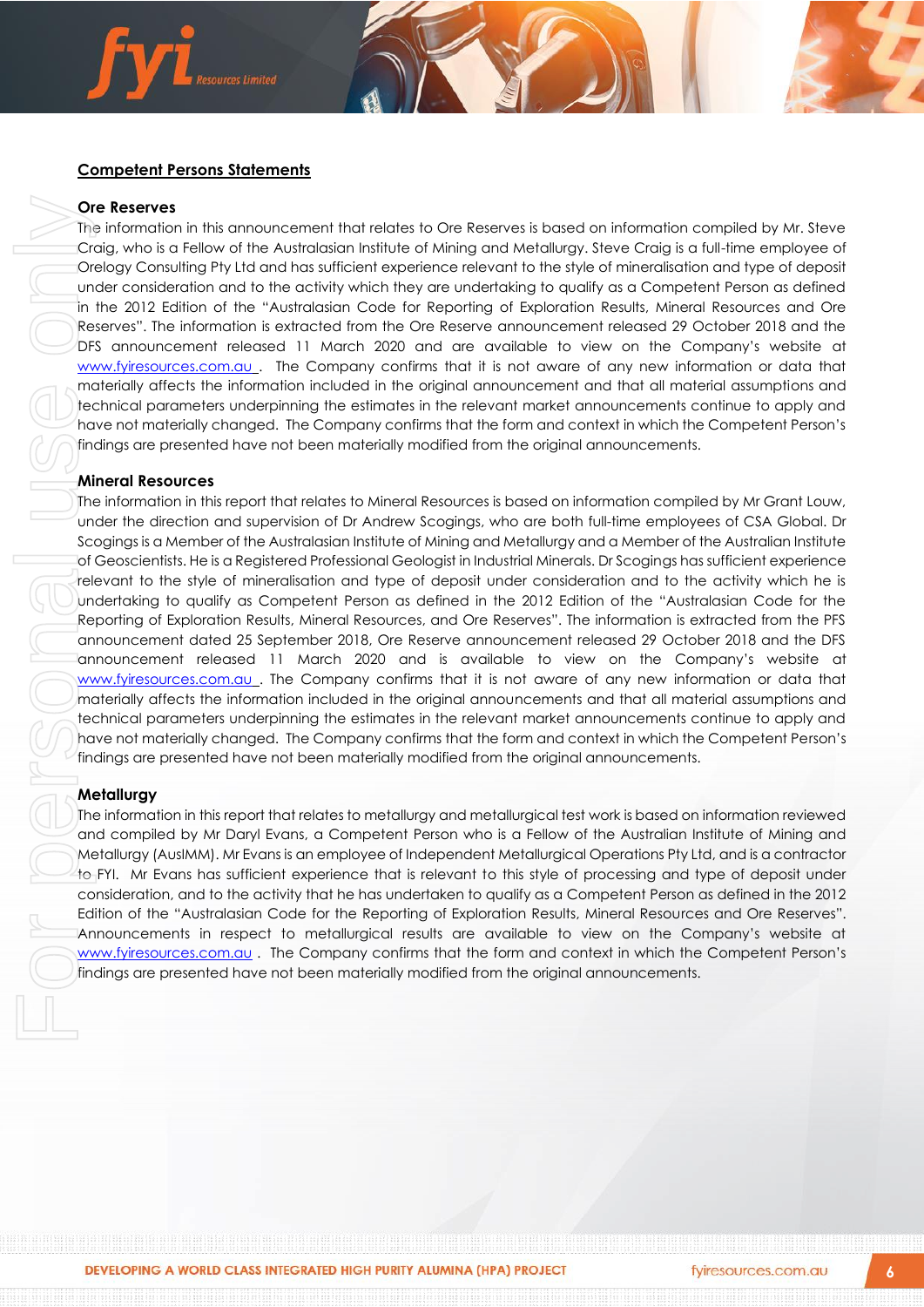## Competent Persons Statements

### Ore Reserves

The information in this announcement that relates to Ore Reserves is based on information compiled by Mr. Steve Craig, who is a Fellow of the Australasian Institute of Mining and Metallurgy. Steve Craig is a full-time employee of Orelogy Consulting Pty Ltd and has sufficient experience relevant to the style of mineralisation and type of deposit under consideration and to the activity which they are undertaking to qualify as a Competent Person as defined in the 2012 Edition of the "Australasian Code for Reporting of Exploration Results, Mineral Resources and Ore Reserves". The information is extracted from the Ore Reserve announcement released 29 October 2018 and the DFS announcement released 11 March 2020 and are available to view on the Company's website at www.fyiresources.com.au . The Company confirms that it is not aware of any new information or data that materially affects the information included in the original announcement and that all material assumptions and technical parameters underpinning the estimates in the relevant market announcements continue to apply and have not materially changed. The Company confirms that the form and context in which the Competent Person's findings are presented have not been materially modified from the original announcements.

### Mineral Resources

The information in this report that relates to Mineral Resources is based on information compiled by Mr Grant Louw, under the direction and supervision of Dr Andrew Scogings, who are both full-time employees of CSA Global. Dr Scogings is a Member of the Australasian Institute of Mining and Metallurgy and a Member of the Australian Institute of Geoscientists. He is a Registered Professional Geologist in Industrial Minerals. Dr Scogings has sufficient experience relevant to the style of mineralisation and type of deposit under consideration and to the activity which he is undertaking to qualify as Competent Person as defined in the 2012 Edition of the "Australasian Code for the Reporting of Exploration Results, Mineral Resources, and Ore Reserves". The information is extracted from the PFS announcement dated 25 September 2018, Ore Reserve announcement released 29 October 2018 and the DFS announcement released 11 March 2020 and is available to view on the Company's website at www.fyiresources.com.au . The Company confirms that it is not aware of any new information or data that materially affects the information included in the original announcements and that all material assumptions and technical parameters underpinning the estimates in the relevant market announcements continue to apply and have not materially changed. The Company confirms that the form and context in which the Competent Person's findings are presented have not been materially modified from the original announcements.

### Metallurgy

The information in this report that relates to metallurgy and metallurgical test work is based on information reviewed and compiled by Mr Daryl Evans, a Competent Person who is a Fellow of the Australian Institute of Mining and Metallurgy (AusIMM). Mr Evans is an employee of Independent Metallurgical Operations Pty Ltd, and is a contractor to FYI. Mr Evans has sufficient experience that is relevant to this style of processing and type of deposit under consideration, and to the activity that he has undertaken to qualify as a Competent Person as defined in the 2012 Edition of the "Australasian Code for the Reporting of Exploration Results, Mineral Resources and Ore Reserves". Announcements in respect to metallurgical results are available to view on the Company's website at www.fyiresources.com.au . The Company confirms that the form and context in which the Competent Person's findings are presented have not been materially modified from the original announcements.